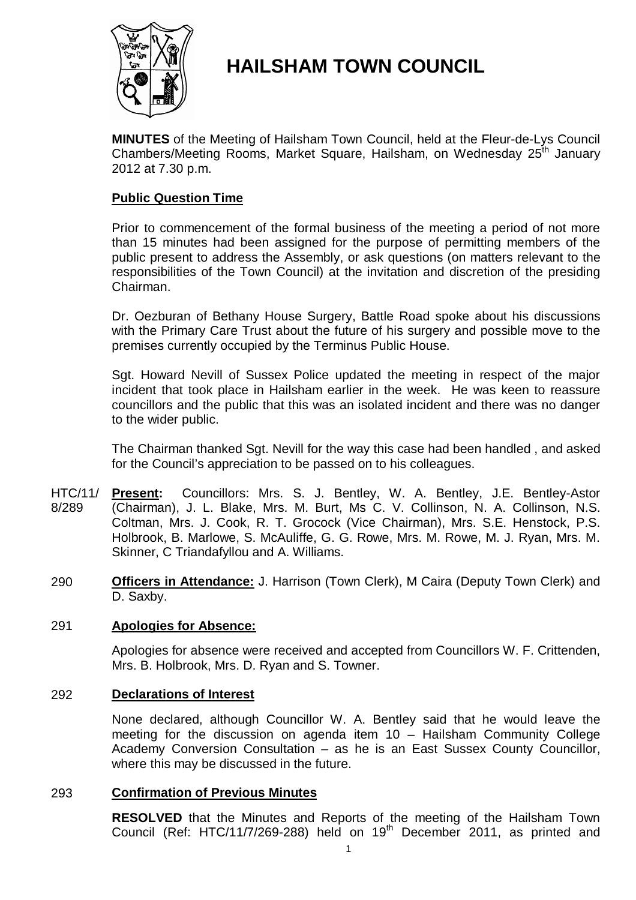# HAILSHAM TOWN COUNCIL

**MINUTES** of the Meeting of Hailsham Town Council, held at the Fleur-de-Lys Council Chambers/Meeting Rooms, Market Square, Hailsham, on Wednesday 25th January 2012 at 7.30 p.m.

## Public Question Time

Prior to commencement of the formal business of the meeting a period of not more than 15 minutes had been assigned for the purpose of permitting members of the public present to address the Assembly, or ask questions (on matters relevant to the responsibilities of the Town Council) at the invitation and discretion of the presiding Chairman.

Dr. Oezburan of Bethany House Surgery, Battle Road spoke about his discussions with the Primary Care Trust about the future of his surgery and possible move to the premises currently occupied by the Terminus Public House.

Sgt. Howard Nevill of Sussex Police updated the meeting in respect of the major incident that took place in Hailsham earlier in the week. He was keen to reassure councillors and the public that this was an isolated incident and there was no danger to the wider public.

The Chairman thanked Sgt. Nevill for the way this case had been handled , and asked for the Council's appreciation to be passed on to his colleagues.

HTC/11/8/289 **Present:** Councillors: Mrs. S. J. Bentley, W. A. Bentley, J.E. Bentley-Astor (Chairman), J. L. Blake, Mrs. M. Burt, Ms C. V. Collinson, N. A. Collinson, N.S. Coltman, Mrs. J. Cook, R. T. Grocock (Vice Chairman), Mrs. S.E. Henstock, P.S. Holbrook, B. Marlowe, S. McAuliffe, G. G. Rowe, Mrs. M. Rowe, M. J. Ryan, Mrs. M. Skinner, C Triandafyllou and A. Williams.

290 **Officers in Attendance:** J. Harrison (Town Clerk), M Caira (Deputy Town Clerk) and D. Saxby.

291 **Apologies for Absence:**

Apologies for absence were received and accepted from Councillors W. F. Crittenden, Mrs. B. Holbrook, Mrs. D. Ryan and S. Towner.

292 **Declarations of Interest**

None declared, although Councillor W. A. Bentley said that he would leave the meeting for the discussion on agenda item 10 – Hailsham Community College Academy Conversion Consultation – as he is an East Sussex County Councillor, where this may be discussed in the future.

293 **Confirmation of Previous Minutes**

**RESOLVED** that the Minutes and Reports of the meeting of the Hailsham Town Council (Ref: HTC/11/7/269-288) held on 19th December 2011, as printed and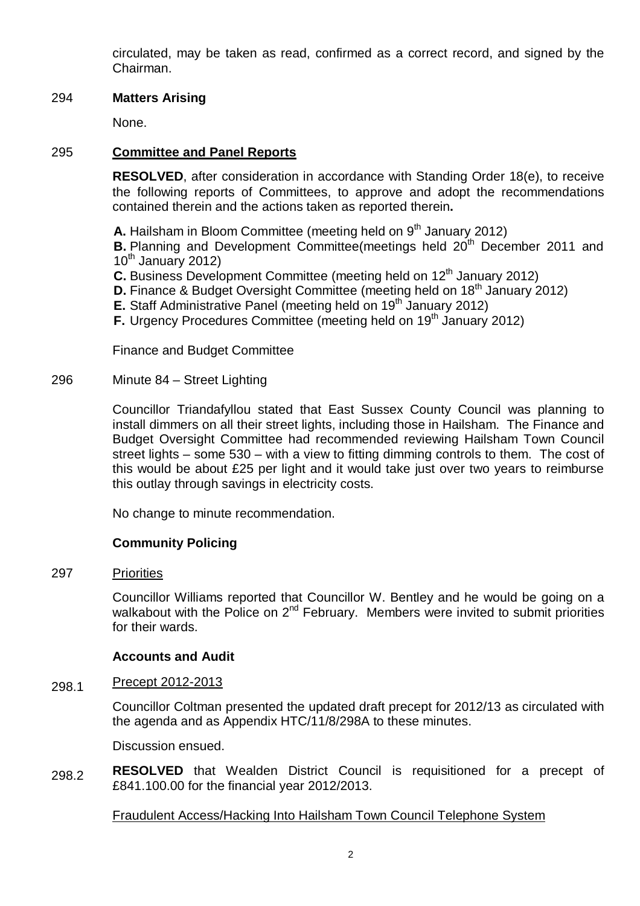circulated, may be taken as read, confirmed as a correct record, and signed by the Chairman.

294 **Matters Arising**

None.

295 **Committee and Panel Reports**

**RESOLVED**, after consideration in accordance with Standing Order 18(e), to receive the following reports of Committees, to approve and adopt the recommendations contained therein and the actions taken as reported therein**.**

**A.** Hailsham in Bloom Committee (meeting held on 9th January 2012)
**B.** Planning and Development Committee(meetings held 20th December 2011 and 10th January 2012)
**C.** Business Development Committee (meeting held on 12th January 2012)
**D.** Finance & Budget Oversight Committee (meeting held on 18th January 2012)
**E.** Staff Administrative Panel (meeting held on 19th January 2012)
**F.** Urgency Procedures Committee (meeting held on 19th January 2012)

Finance and Budget Committee

296 Minute 84 – Street Lighting

Councillor Triandafyllou stated that East Sussex County Council was planning to install dimmers on all their street lights, including those in Hailsham. The Finance and Budget Oversight Committee had recommended reviewing Hailsham Town Council street lights – some 530 – with a view to fitting dimming controls to them. The cost of this would be about £25 per light and it would take just over two years to reimburse this outlay through savings in electricity costs.

No change to minute recommendation.

**Community Policing**

297 Priorities

Councillor Williams reported that Councillor W. Bentley and he would be going on a walkabout with the Police on 2nd February. Members were invited to submit priorities for their wards.

**Accounts and Audit**

298.1 Precept 2012-2013

Councillor Coltman presented the updated draft precept for 2012/13 as circulated with the agenda and as Appendix HTC/11/8/298A to these minutes.

Discussion ensued.

298.2 **RESOLVED** that Wealden District Council is requisitioned for a precept of £841.100.00 for the financial year 2012/2013.

Fraudulent Access/Hacking Into Hailsham Town Council Telephone System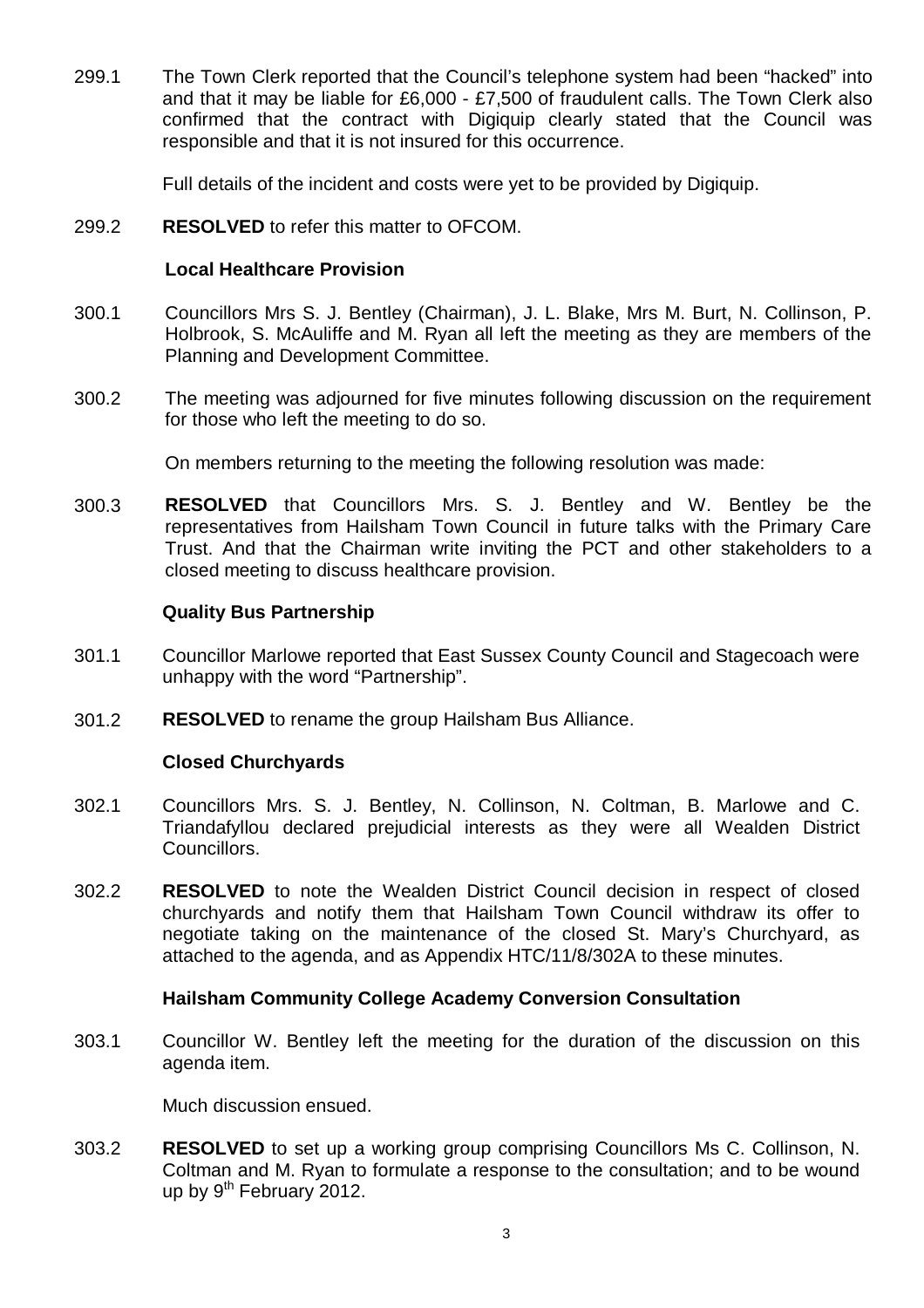299.1 The Town Clerk reported that the Council's telephone system had been "hacked" into and that it may be liable for £6,000 - £7,500 of fraudulent calls. The Town Clerk also confirmed that the contract with Digiquip clearly stated that the Council was responsible and that it is not insured for this occurrence.

Full details of the incident and costs were yet to be provided by Digiquip.

299.2 **RESOLVED** to refer this matter to OFCOM.

**Local Healthcare Provision**

300.1 Councillors Mrs S. J. Bentley (Chairman), J. L. Blake, Mrs M. Burt, N. Collinson, P. Holbrook, S. McAuliffe and M. Ryan all left the meeting as they are members of the Planning and Development Committee.

300.2 The meeting was adjourned for five minutes following discussion on the requirement for those who left the meeting to do so.

On members returning to the meeting the following resolution was made:

300.3 **RESOLVED** that Councillors Mrs. S. J. Bentley and W. Bentley be the representatives from Hailsham Town Council in future talks with the Primary Care Trust. And that the Chairman write inviting the PCT and other stakeholders to a closed meeting to discuss healthcare provision.

**Quality Bus Partnership**

301.1 Councillor Marlowe reported that East Sussex County Council and Stagecoach were unhappy with the word "Partnership".

301.2 **RESOLVED** to rename the group Hailsham Bus Alliance.

**Closed Churchyards**

302.1 Councillors Mrs. S. J. Bentley, N. Collinson, N. Coltman, B. Marlowe and C. Triandafyllou declared prejudicial interests as they were all Wealden District Councillors.

302.2 **RESOLVED** to note the Wealden District Council decision in respect of closed churchyards and notify them that Hailsham Town Council withdraw its offer to negotiate taking on the maintenance of the closed St. Mary's Churchyard, as attached to the agenda, and as Appendix HTC/11/8/302A to these minutes.

**Hailsham Community College Academy Conversion Consultation**

303.1 Councillor W. Bentley left the meeting for the duration of the discussion on this agenda item.

Much discussion ensued.

303.2 **RESOLVED** to set up a working group comprising Councillors Ms C. Collinson, N. Coltman and M. Ryan to formulate a response to the consultation; and to be wound up by 9th February 2012.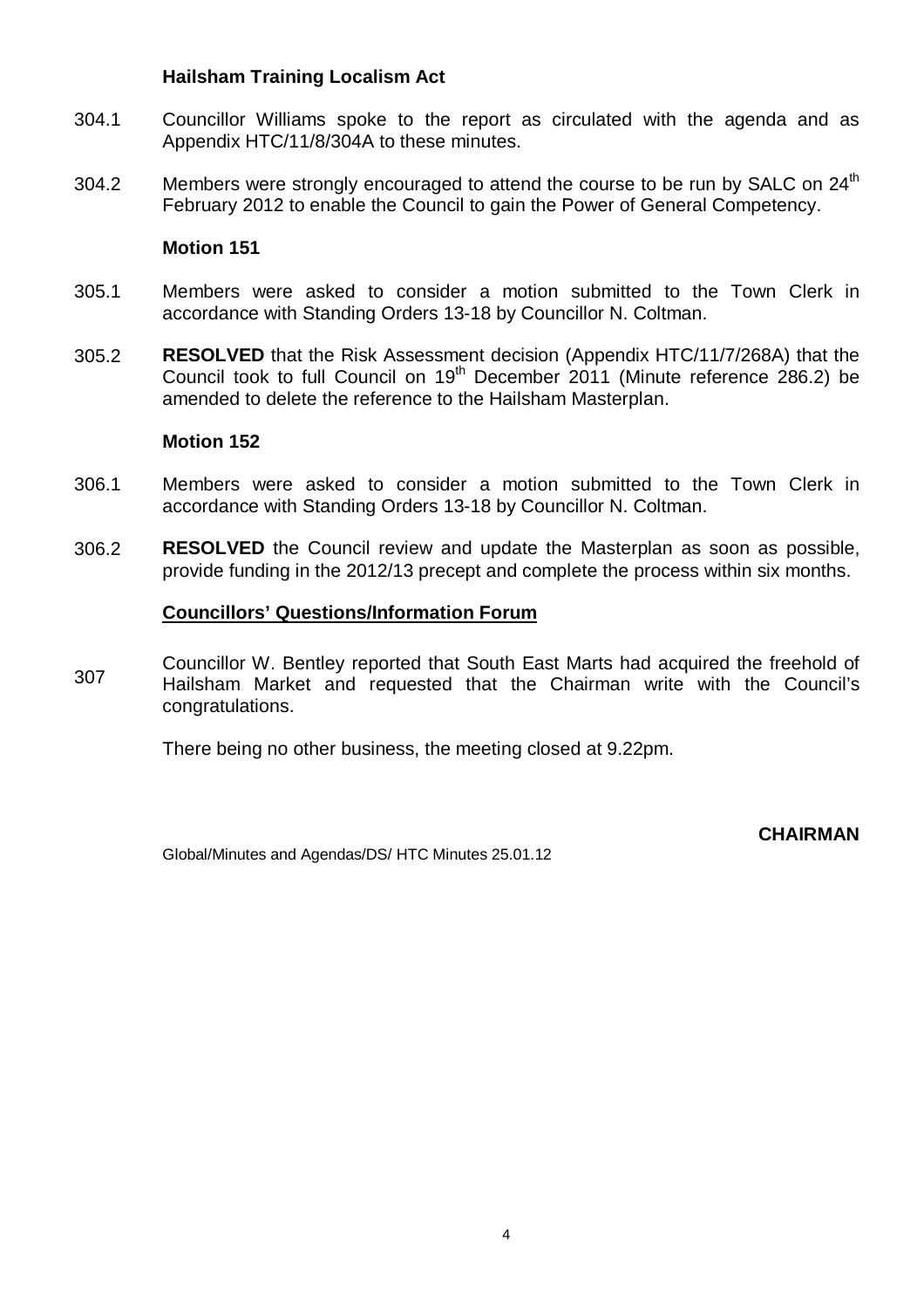**Hailsham Training Localism Act**

304.1 Councillor Williams spoke to the report as circulated with the agenda and as Appendix HTC/11/8/304A to these minutes.

304.2 Members were strongly encouraged to attend the course to be run by SALC on 24th February 2012 to enable the Council to gain the Power of General Competency.

**Motion 151**

305.1 Members were asked to consider a motion submitted to the Town Clerk in accordance with Standing Orders 13-18 by Councillor N. Coltman.

305.2 **RESOLVED** that the Risk Assessment decision (Appendix HTC/11/7/268A) that the Council took to full Council on 19th December 2011 (Minute reference 286.2) be amended to delete the reference to the Hailsham Masterplan.

**Motion 152**

306.1 Members were asked to consider a motion submitted to the Town Clerk in accordance with Standing Orders 13-18 by Councillor N. Coltman.

306.2 **RESOLVED** the Council review and update the Masterplan as soon as possible, provide funding in the 2012/13 precept and complete the process within six months.

**Councillors' Questions/Information Forum**

307 Councillor W. Bentley reported that South East Marts had acquired the freehold of Hailsham Market and requested that the Chairman write with the Council's congratulations.

There being no other business, the meeting closed at 9.22pm.

**CHAIRMAN**

Global/Minutes and Agendas/DS/ HTC Minutes 25.01.12